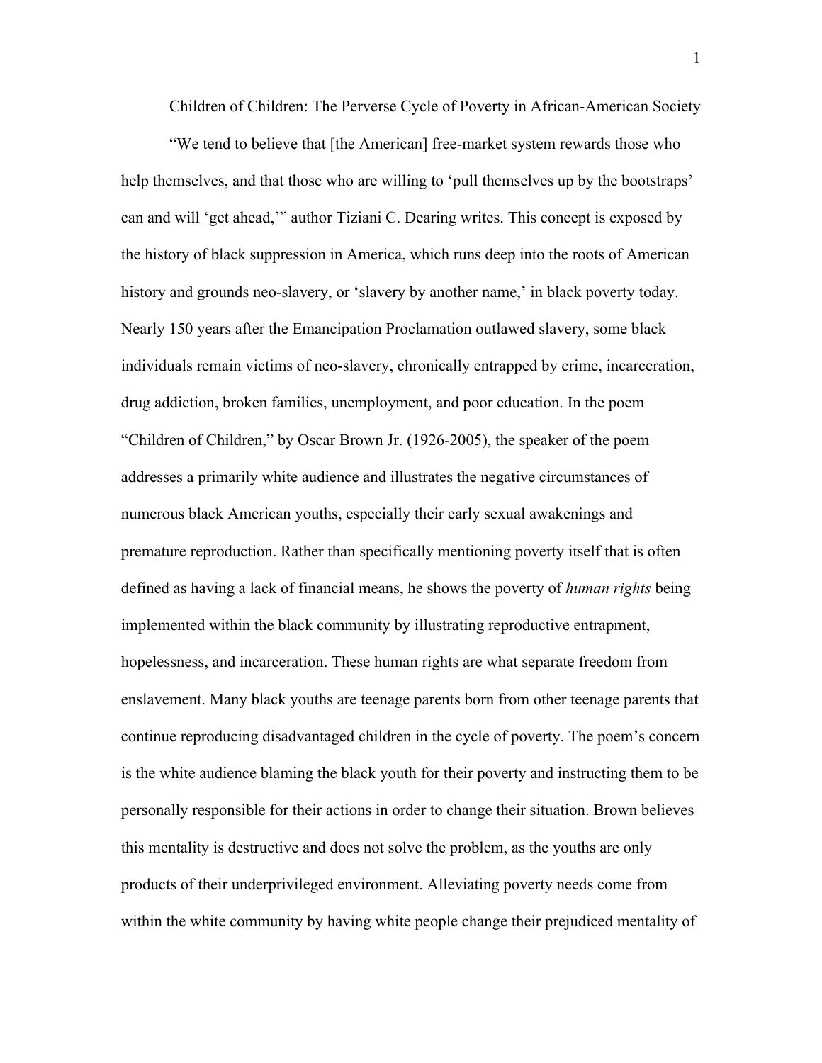# Children of Children: The Perverse Cycle of Poverty in African-American Society

"We tend to believe that [the American] free-market system rewards those who help themselves, and that those who are willing to 'pull themselves up by the bootstraps' can and will 'get ahead,'" author Tiziani C. Dearing writes. This concept is exposed by the history of black suppression in America, which runs deep into the roots of American history and grounds neo-slavery, or 'slavery by another name,' in black poverty today. Nearly 150 years after the Emancipation Proclamation outlawed slavery, some black individuals remain victims of neo-slavery, chronically entrapped by crime, incarceration, drug addiction, broken families, unemployment, and poor education. In the poem "Children of Children," by Oscar Brown Jr. (1926-2005), the speaker of the poem addresses a primarily white audience and illustrates the negative circumstances of numerous black American youths, especially their early sexual awakenings and premature reproduction. Rather than specifically mentioning poverty itself that is often defined as having a lack of financial means, he shows the poverty of *human rights* being implemented within the black community by illustrating reproductive entrapment, hopelessness, and incarceration. These human rights are what separate freedom from enslavement. Many black youths are teenage parents born from other teenage parents that continue reproducing disadvantaged children in the cycle of poverty. The poem's concern is the white audience blaming the black youth for their poverty and instructing them to be personally responsible for their actions in order to change their situation. Brown believes this mentality is destructive and does not solve the problem, as the youths are only products of their underprivileged environment. Alleviating poverty needs come from within the white community by having white people change their prejudiced mentality of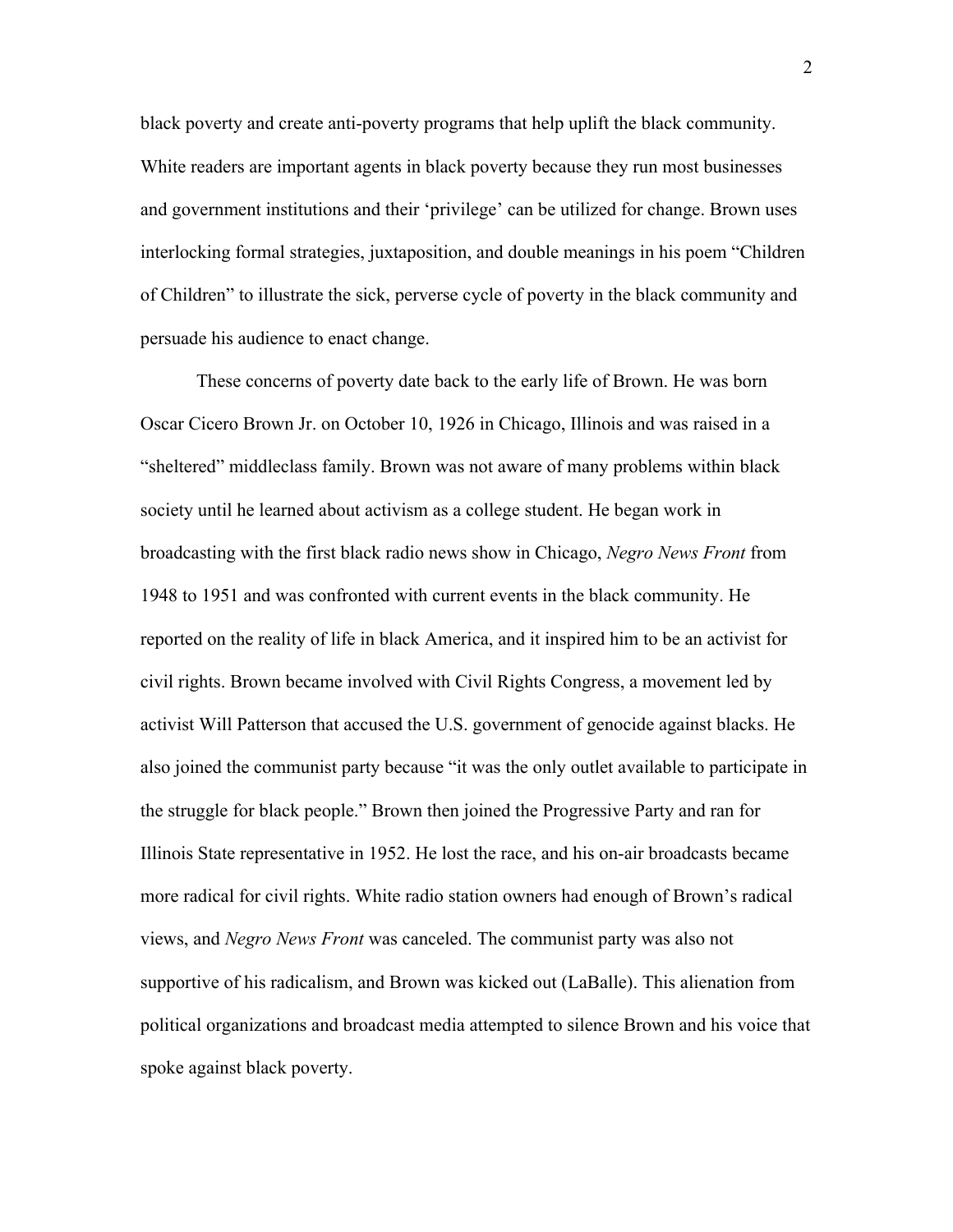black poverty and create anti-poverty programs that help uplift the black community. White readers are important agents in black poverty because they run most businesses and government institutions and their 'privilege' can be utilized for change. Brown uses interlocking formal strategies, juxtaposition, and double meanings in his poem "Children of Children" to illustrate the sick, perverse cycle of poverty in the black community and persuade his audience to enact change.

These concerns of poverty date back to the early life of Brown. He was born Oscar Cicero Brown Jr. on October 10, 1926 in Chicago, Illinois and was raised in a "sheltered" middleclass family. Brown was not aware of many problems within black society until he learned about activism as a college student. He began work in broadcasting with the first black radio news show in Chicago, *Negro News Front* from 1948 to 1951 and was confronted with current events in the black community. He reported on the reality of life in black America, and it inspired him to be an activist for civil rights. Brown became involved with Civil Rights Congress, a movement led by activist Will Patterson that accused the U.S. government of genocide against blacks. He also joined the communist party because "it was the only outlet available to participate in the struggle for black people." Brown then joined the Progressive Party and ran for Illinois State representative in 1952. He lost the race, and his on-air broadcasts became more radical for civil rights. White radio station owners had enough of Brown's radical views, and *Negro News Front* was canceled. The communist party was also not supportive of his radicalism, and Brown was kicked out (LaBalle). This alienation from political organizations and broadcast media attempted to silence Brown and his voice that spoke against black poverty.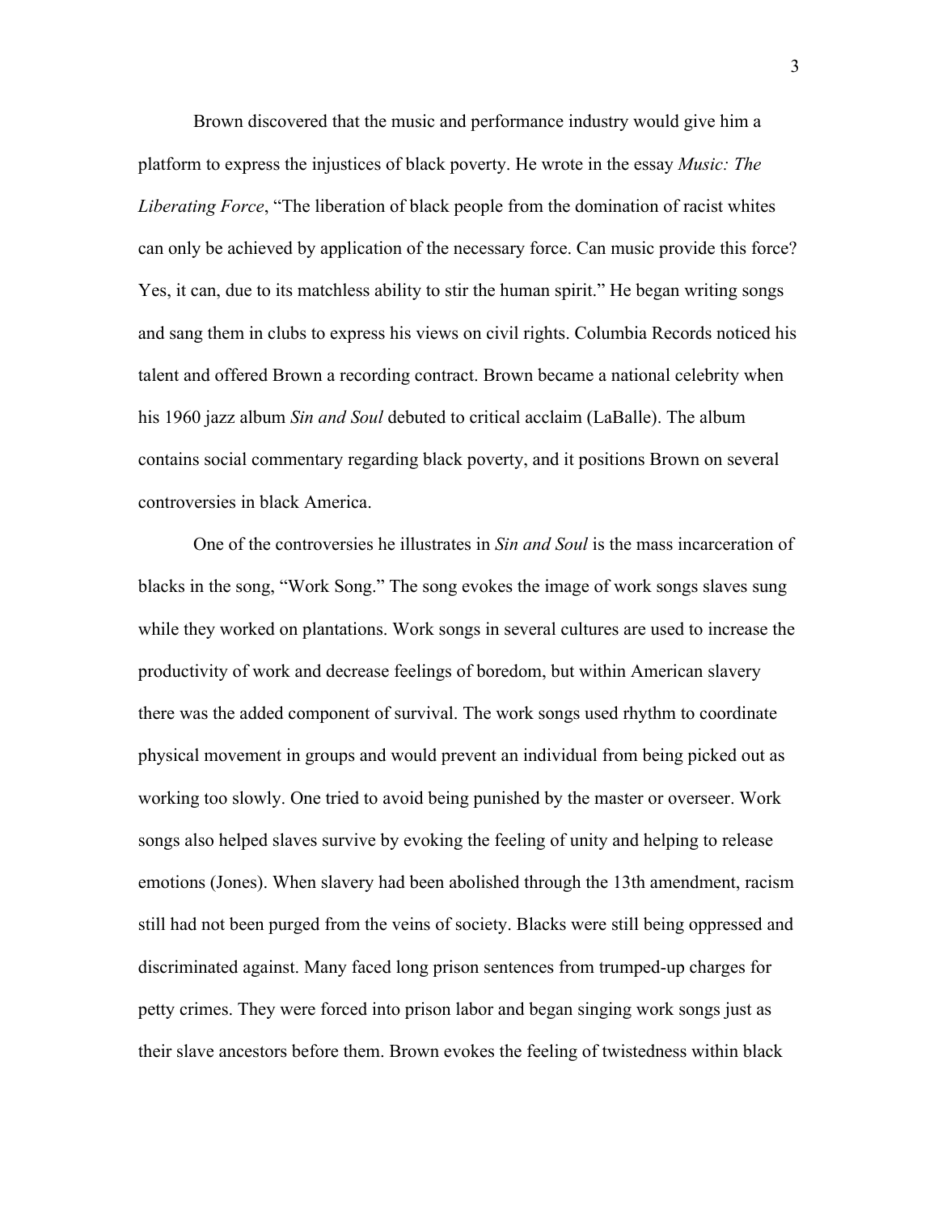Brown discovered that the music and performance industry would give him a platform to express the injustices of black poverty. He wrote in the essay *Music: The Liberating Force*, "The liberation of black people from the domination of racist whites can only be achieved by application of the necessary force. Can music provide this force? Yes, it can, due to its matchless ability to stir the human spirit." He began writing songs and sang them in clubs to express his views on civil rights. Columbia Records noticed his talent and offered Brown a recording contract. Brown became a national celebrity when his 1960 jazz album *Sin and Soul* debuted to critical acclaim (LaBalle). The album contains social commentary regarding black poverty, and it positions Brown on several controversies in black America.

One of the controversies he illustrates in *Sin and Soul* is the mass incarceration of blacks in the song, "Work Song." The song evokes the image of work songs slaves sung while they worked on plantations. Work songs in several cultures are used to increase the productivity of work and decrease feelings of boredom, but within American slavery there was the added component of survival. The work songs used rhythm to coordinate physical movement in groups and would prevent an individual from being picked out as working too slowly. One tried to avoid being punished by the master or overseer. Work songs also helped slaves survive by evoking the feeling of unity and helping to release emotions (Jones). When slavery had been abolished through the 13th amendment, racism still had not been purged from the veins of society. Blacks were still being oppressed and discriminated against. Many faced long prison sentences from trumped-up charges for petty crimes. They were forced into prison labor and began singing work songs just as their slave ancestors before them. Brown evokes the feeling of twistedness within black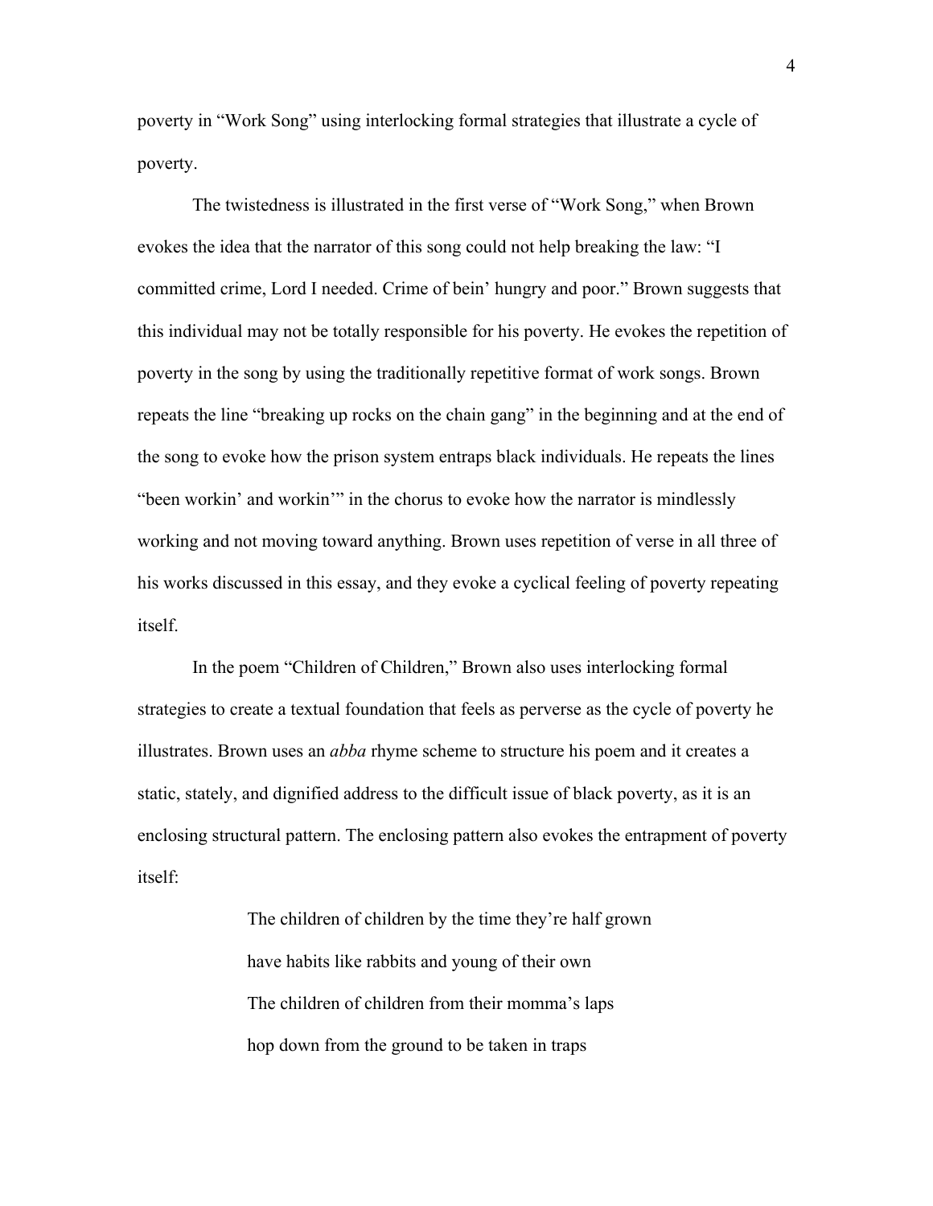poverty in "Work Song" using interlocking formal strategies that illustrate a cycle of poverty.

The twistedness is illustrated in the first verse of "Work Song," when Brown evokes the idea that the narrator of this song could not help breaking the law: "I committed crime, Lord I needed. Crime of bein' hungry and poor." Brown suggests that this individual may not be totally responsible for his poverty. He evokes the repetition of poverty in the song by using the traditionally repetitive format of work songs. Brown repeats the line "breaking up rocks on the chain gang" in the beginning and at the end of the song to evoke how the prison system entraps black individuals. He repeats the lines "been workin' and workin'" in the chorus to evoke how the narrator is mindlessly working and not moving toward anything. Brown uses repetition of verse in all three of his works discussed in this essay, and they evoke a cyclical feeling of poverty repeating itself.

In the poem "Children of Children," Brown also uses interlocking formal strategies to create a textual foundation that feels as perverse as the cycle of poverty he illustrates. Brown uses an *abba* rhyme scheme to structure his poem and it creates a static, stately, and dignified address to the difficult issue of black poverty, as it is an enclosing structural pattern. The enclosing pattern also evokes the entrapment of poverty itself:

> The children of children by the time they're half grown
> have habits like rabbits and young of their own
> The children of children from their momma's laps
> hop down from the ground to be taken in traps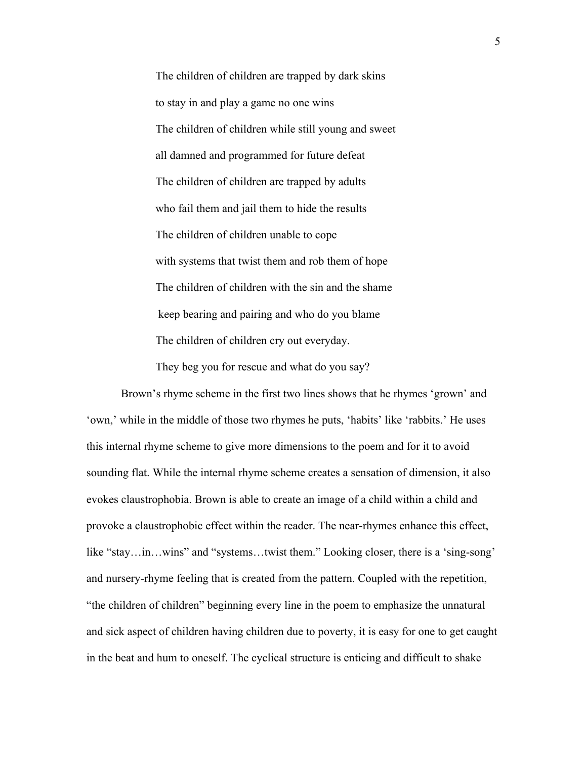The children of children are trapped by dark skins  
to stay in and play a game no one wins  
The children of children while still young and sweet  
all damned and programmed for future defeat  
The children of children are trapped by adults  
who fail them and jail them to hide the results  
The children of children unable to cope  
with systems that twist them and rob them of hope  
The children of children with the sin and the shame  
keep bearing and pairing and who do you blame  
The children of children cry out everyday.  
They beg you for rescue and what do you say?

Brown's rhyme scheme in the first two lines shows that he rhymes 'grown' and 'own,' while in the middle of those two rhymes he puts, 'habits' like 'rabbits.' He uses this internal rhyme scheme to give more dimensions to the poem and for it to avoid sounding flat. While the internal rhyme scheme creates a sensation of dimension, it also evokes claustrophobia. Brown is able to create an image of a child within a child and provoke a claustrophobic effect within the reader. The near-rhymes enhance this effect, like "stay…in…wins" and "systems…twist them." Looking closer, there is a 'sing-song' and nursery-rhyme feeling that is created from the pattern. Coupled with the repetition, "the children of children" beginning every line in the poem to emphasize the unnatural and sick aspect of children having children due to poverty, it is easy for one to get caught in the beat and hum to oneself. The cyclical structure is enticing and difficult to shake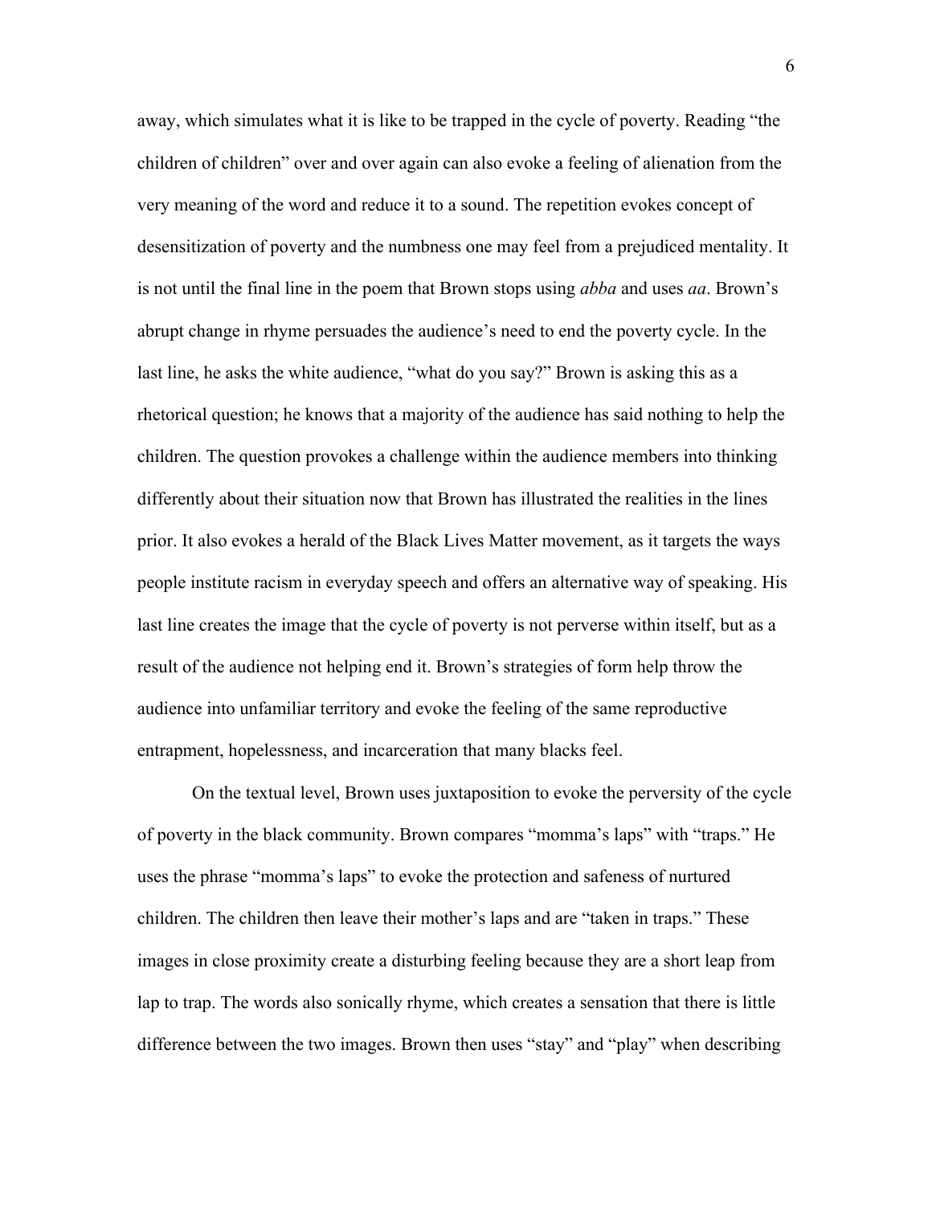away, which simulates what it is like to be trapped in the cycle of poverty. Reading "the children of children" over and over again can also evoke a feeling of alienation from the very meaning of the word and reduce it to a sound. The repetition evokes concept of desensitization of poverty and the numbness one may feel from a prejudiced mentality. It is not until the final line in the poem that Brown stops using *abba* and uses *aa*. Brown's abrupt change in rhyme persuades the audience's need to end the poverty cycle. In the last line, he asks the white audience, "what do you say?" Brown is asking this as a rhetorical question; he knows that a majority of the audience has said nothing to help the children. The question provokes a challenge within the audience members into thinking differently about their situation now that Brown has illustrated the realities in the lines prior. It also evokes a herald of the Black Lives Matter movement, as it targets the ways people institute racism in everyday speech and offers an alternative way of speaking. His last line creates the image that the cycle of poverty is not perverse within itself, but as a result of the audience not helping end it. Brown's strategies of form help throw the audience into unfamiliar territory and evoke the feeling of the same reproductive entrapment, hopelessness, and incarceration that many blacks feel.

On the textual level, Brown uses juxtaposition to evoke the perversity of the cycle of poverty in the black community. Brown compares "momma's laps" with "traps." He uses the phrase "momma's laps" to evoke the protection and safeness of nurtured children. The children then leave their mother's laps and are "taken in traps." These images in close proximity create a disturbing feeling because they are a short leap from lap to trap. The words also sonically rhyme, which creates a sensation that there is little difference between the two images. Brown then uses "stay" and "play" when describing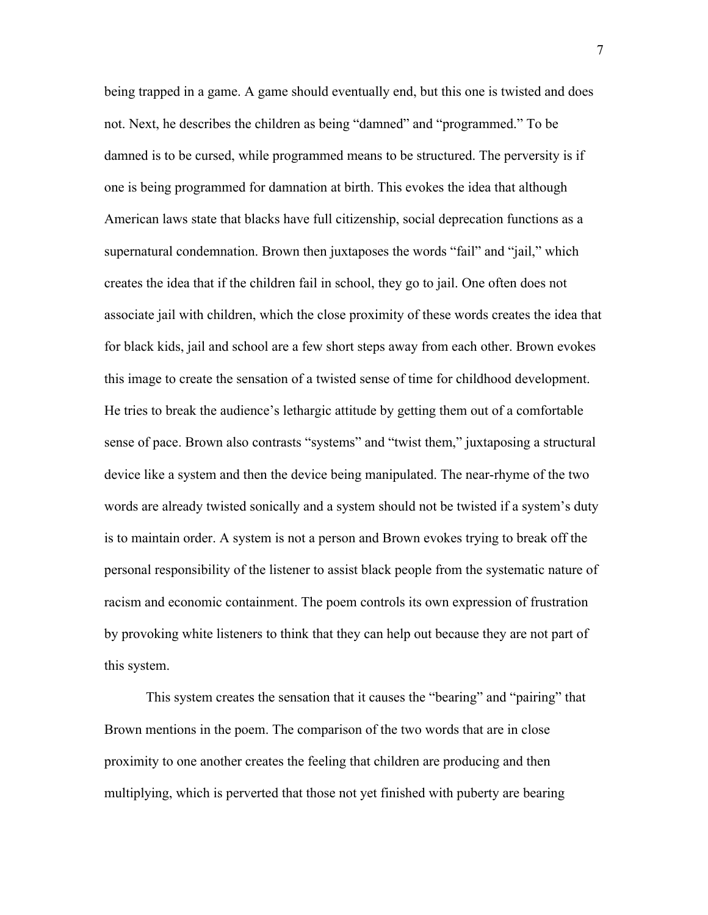being trapped in a game. A game should eventually end, but this one is twisted and does not. Next, he describes the children as being "damned" and "programmed." To be damned is to be cursed, while programmed means to be structured. The perversity is if one is being programmed for damnation at birth. This evokes the idea that although American laws state that blacks have full citizenship, social deprecation functions as a supernatural condemnation. Brown then juxtaposes the words "fail" and "jail," which creates the idea that if the children fail in school, they go to jail. One often does not associate jail with children, which the close proximity of these words creates the idea that for black kids, jail and school are a few short steps away from each other. Brown evokes this image to create the sensation of a twisted sense of time for childhood development. He tries to break the audience's lethargic attitude by getting them out of a comfortable sense of pace. Brown also contrasts "systems" and "twist them," juxtaposing a structural device like a system and then the device being manipulated. The near-rhyme of the two words are already twisted sonically and a system should not be twisted if a system's duty is to maintain order. A system is not a person and Brown evokes trying to break off the personal responsibility of the listener to assist black people from the systematic nature of racism and economic containment. The poem controls its own expression of frustration by provoking white listeners to think that they can help out because they are not part of this system.

This system creates the sensation that it causes the "bearing" and "pairing" that Brown mentions in the poem. The comparison of the two words that are in close proximity to one another creates the feeling that children are producing and then multiplying, which is perverted that those not yet finished with puberty are bearing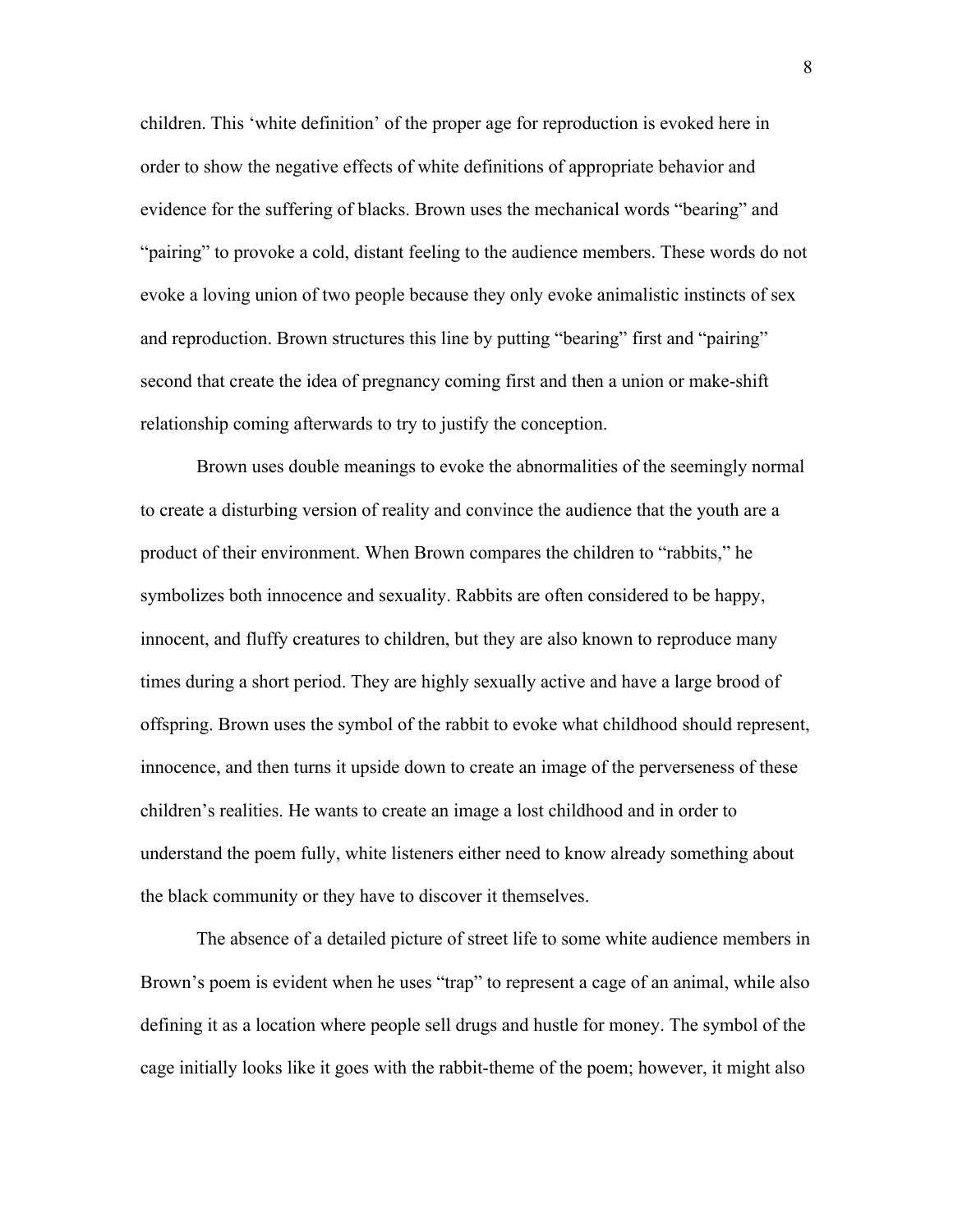children. This 'white definition' of the proper age for reproduction is evoked here in order to show the negative effects of white definitions of appropriate behavior and evidence for the suffering of blacks. Brown uses the mechanical words "bearing" and "pairing" to provoke a cold, distant feeling to the audience members. These words do not evoke a loving union of two people because they only evoke animalistic instincts of sex and reproduction. Brown structures this line by putting "bearing" first and "pairing" second that create the idea of pregnancy coming first and then a union or make-shift relationship coming afterwards to try to justify the conception.

Brown uses double meanings to evoke the abnormalities of the seemingly normal to create a disturbing version of reality and convince the audience that the youth are a product of their environment. When Brown compares the children to "rabbits," he symbolizes both innocence and sexuality. Rabbits are often considered to be happy, innocent, and fluffy creatures to children, but they are also known to reproduce many times during a short period. They are highly sexually active and have a large brood of offspring. Brown uses the symbol of the rabbit to evoke what childhood should represent, innocence, and then turns it upside down to create an image of the perverseness of these children's realities. He wants to create an image a lost childhood and in order to understand the poem fully, white listeners either need to know already something about the black community or they have to discover it themselves.

The absence of a detailed picture of street life to some white audience members in Brown's poem is evident when he uses "trap" to represent a cage of an animal, while also defining it as a location where people sell drugs and hustle for money. The symbol of the cage initially looks like it goes with the rabbit-theme of the poem; however, it might also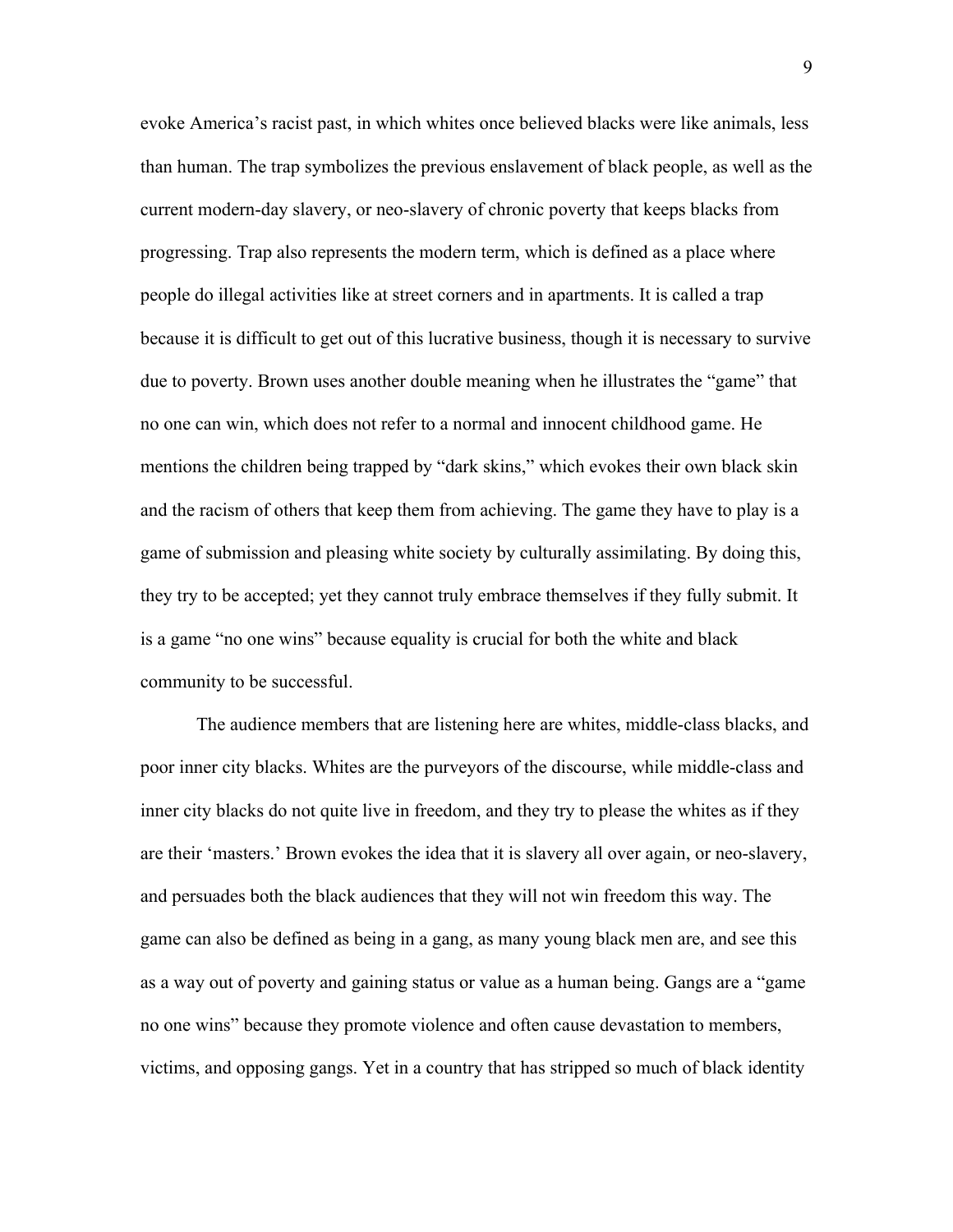evoke America's racist past, in which whites once believed blacks were like animals, less than human. The trap symbolizes the previous enslavement of black people, as well as the current modern-day slavery, or neo-slavery of chronic poverty that keeps blacks from progressing. Trap also represents the modern term, which is defined as a place where people do illegal activities like at street corners and in apartments. It is called a trap because it is difficult to get out of this lucrative business, though it is necessary to survive due to poverty. Brown uses another double meaning when he illustrates the "game" that no one can win, which does not refer to a normal and innocent childhood game. He mentions the children being trapped by "dark skins," which evokes their own black skin and the racism of others that keep them from achieving. The game they have to play is a game of submission and pleasing white society by culturally assimilating. By doing this, they try to be accepted; yet they cannot truly embrace themselves if they fully submit. It is a game "no one wins" because equality is crucial for both the white and black community to be successful.

The audience members that are listening here are whites, middle-class blacks, and poor inner city blacks. Whites are the purveyors of the discourse, while middle-class and inner city blacks do not quite live in freedom, and they try to please the whites as if they are their 'masters.' Brown evokes the idea that it is slavery all over again, or neo-slavery, and persuades both the black audiences that they will not win freedom this way. The game can also be defined as being in a gang, as many young black men are, and see this as a way out of poverty and gaining status or value as a human being. Gangs are a "game no one wins" because they promote violence and often cause devastation to members, victims, and opposing gangs. Yet in a country that has stripped so much of black identity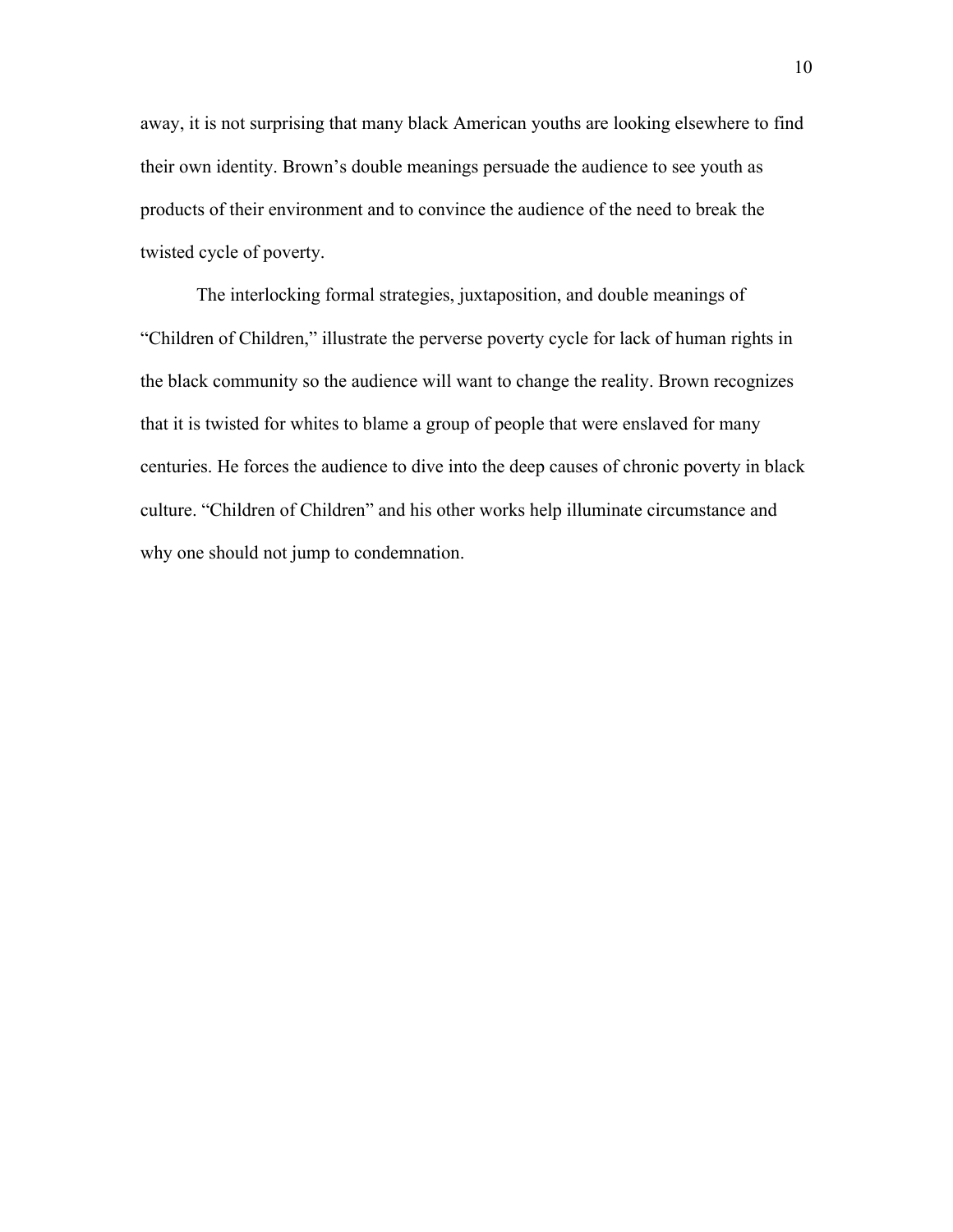away, it is not surprising that many black American youths are looking elsewhere to find their own identity. Brown's double meanings persuade the audience to see youth as products of their environment and to convince the audience of the need to break the twisted cycle of poverty.

The interlocking formal strategies, juxtaposition, and double meanings of "Children of Children," illustrate the perverse poverty cycle for lack of human rights in the black community so the audience will want to change the reality. Brown recognizes that it is twisted for whites to blame a group of people that were enslaved for many centuries. He forces the audience to dive into the deep causes of chronic poverty in black culture. "Children of Children" and his other works help illuminate circumstance and why one should not jump to condemnation.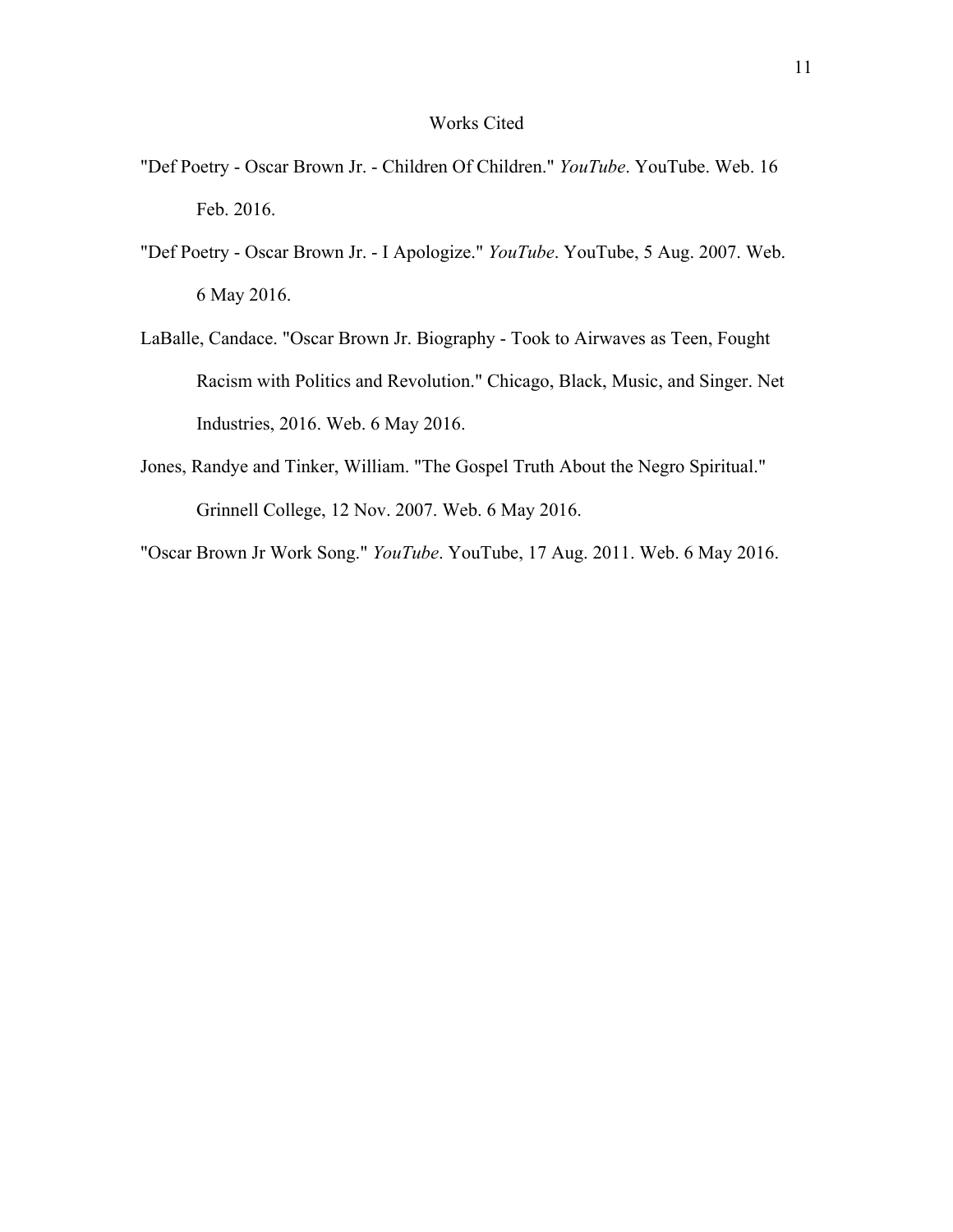# Works Cited

"Def Poetry - Oscar Brown Jr. - Children Of Children." *YouTube*. YouTube. Web. 16 Feb. 2016.

"Def Poetry - Oscar Brown Jr. - I Apologize." *YouTube*. YouTube, 5 Aug. 2007. Web. 6 May 2016.

LaBalle, Candace. "Oscar Brown Jr. Biography - Took to Airwaves as Teen, Fought Racism with Politics and Revolution." Chicago, Black, Music, and Singer. Net Industries, 2016. Web. 6 May 2016.

Jones, Randye and Tinker, William. "The Gospel Truth About the Negro Spiritual." Grinnell College, 12 Nov. 2007. Web. 6 May 2016.

"Oscar Brown Jr Work Song." *YouTube*. YouTube, 17 Aug. 2011. Web. 6 May 2016.